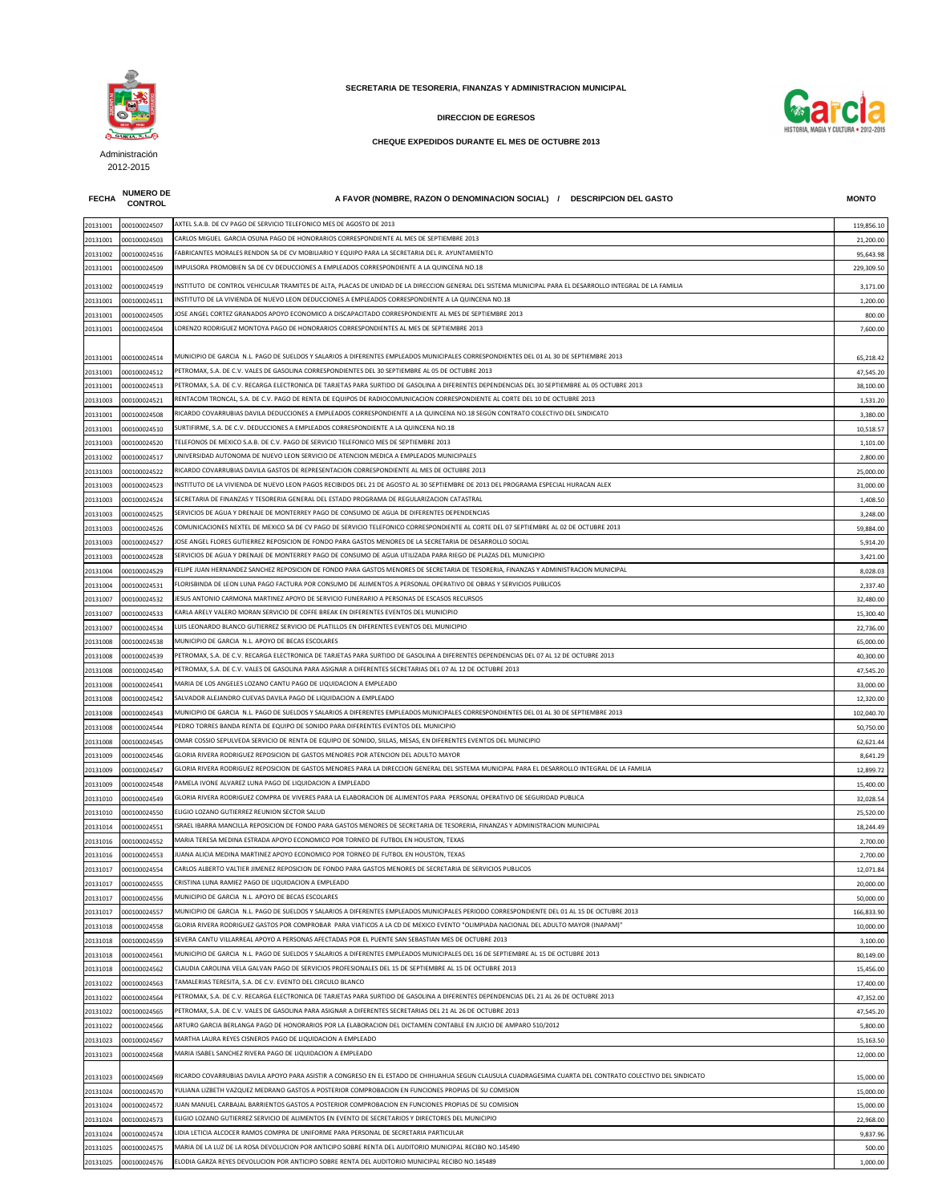# SECRETARIA DE TESORERIA, FINANZAS Y ADMINISTRACION MUNICIPAL

## DIRECCION DE EGRESOS

### CHEQUE EXPEDIDOS DURANTE EL MES DE OCTUBRE 2013

Administración 2012-2015

| FECHA | NUMERO DE CONTROL | A FAVOR (NOMBRE, RAZON O DENOMINACION SOCIAL) / DESCRIPCION DEL GASTO | MONTO |
|---|---|---|---|
| 20131001 | 000100024507 | AXTEL S.A.B. DE CV PAGO DE SERVICIO TELEFONICO MES DE AGOSTO DE 2013 | 119,856.10 |
| 20131001 | 000100024503 | CARLOS MIGUEL GARCIA OSUNA PAGO DE HONORARIOS CORRESPONDIENTE AL MES DE SEPTIEMBRE 2013 | 21,200.00 |
| 20131002 | 000100024516 | FABRICANTES MORALES RENDON SA DE CV MOBILIARIO Y EQUIPO PARA LA SECRETARIA DEL R. AYUNTAMIENTO | 95,643.98 |
| 20131001 | 000100024509 | IMPULSORA PROMOBIEN SA DE CV DEDUCCIONES A EMPLEADOS CORRESPONDIENTE A LA QUINCENA NO.18 | 229,309.50 |
| 20131002 | 000100024519 | INSTITUTO DE CONTROL VEHICULAR TRAMITES DE ALTA, PLACAS DE UNIDAD DE LA DIRECCION GENERAL DEL SISTEMA MUNICIPAL PARA EL DESARROLLO INTEGRAL DE LA FAMILIA | 3,171.00 |
| 20131001 | 000100024511 | INSTITUTO DE LA VIVIENDA DE NUEVO LEON DEDUCCIONES A EMPLEADOS CORRESPONDIENTE A LA QUINCENA NO.18 | 1,200.00 |
| 20131001 | 000100024505 | JOSE ANGEL CORTEZ GRANADOS APOYO ECONOMICO A DISCAPACITADO CORRESPONDIENTE AL MES DE SEPTIEMBRE 2013 | 800.00 |
| 20131001 | 000100024504 | LORENZO RODRIGUEZ MONTOYA PAGO DE HONORARIOS CORRESPONDIENTES AL MES DE SEPTIEMBRE 2013 | 7,600.00 |
| 20131001 | 000100024514 | MUNICIPIO DE GARCIA N.L. PAGO DE SUELDOS Y SALARIOS A DIFERENTES EMPLEADOS MUNICIPALES CORRESPONDIENTES DEL 01 AL 30 DE SEPTIEMBRE 2013 | 65,218.42 |
| 20131001 | 000100024512 | PETROMAX, S.A. DE C.V. VALES DE GASOLINA CORRESPONDIENTES DEL 30 SEPTIEMBRE AL 05 DE OCTUBRE 2013 | 47,545.20 |
| 20131001 | 000100024513 | PETROMAX, S.A. DE C.V. RECARGA ELECTRONICA DE TARJETAS PARA SURTIDO DE GASOLINA A DIFERENTES DEPENDENCIAS DEL 30 SEPTIEMBRE AL 05 OCTUBRE 2013 | 38,100.00 |
| 20131003 | 000100024521 | RENTACOM TRONCAL, S.A. DE C.V. PAGO DE RENTA DE EQUIPOS DE RADIOCOMUNICACION CORRESPONDIENTE AL CORTE DEL 10 DE OCTUBRE 2013 | 1,531.20 |
| 20131001 | 000100024508 | RICARDO COVARRUBIAS DAVILA DEDUCCIONES A EMPLEADOS CORRESPONDIENTE A LA QUINCENA NO.18 SEGÚN CONTRATO COLECTIVO DEL SINDICATO | 3,380.00 |
| 20131001 | 000100024510 | SURTIFIRME, S.A. DE C.V. DEDUCCIONES A EMPLEADOS CORRESPONDIENTE A LA QUINCENA NO.18 | 10,518.57 |
| 20131003 | 000100024520 | TELEFONOS DE MEXICO S.A.B. DE C.V. PAGO DE SERVICIO TELEFONICO MES DE SEPTIEMBRE 2013 | 1,101.00 |
| 20131002 | 000100024517 | UNIVERSIDAD AUTONOMA DE NUEVO LEON SERVICIO DE ATENCION MEDICA A EMPLEADOS MUNICIPALES | 2,800.00 |
| 20131003 | 000100024522 | RICARDO COVARRUBIAS DAVILA GASTOS DE REPRESENTACION CORRESPONDIENTE AL MES DE OCTUBRE 2013 | 25,000.00 |
| 20131003 | 000100024523 | INSTITUTO DE LA VIVIENDA DE NUEVO LEON PAGOS RECIBIDOS DEL 21 DE AGOSTO AL 30 SEPTIEMBRE DE 2013 DEL PROGRAMA ESPECIAL HURACAN ALEX | 31,000.00 |
| 20131003 | 000100024524 | SECRETARIA DE FINANZAS Y TESORERIA GENERAL DEL ESTADO PROGRAMA DE REGULARIZACION CATASTRAL | 1,408.50 |
| 20131003 | 000100024525 | SERVICIOS DE AGUA Y DRENAJE DE MONTERREY PAGO DE CONSUMO DE AGUA DE DIFERENTES DEPENDENCIAS | 3,248.00 |
| 20131003 | 000100024526 | COMUNICACIONES NEXTEL DE MEXICO SA DE CV PAGO DE SERVICIO TELEFONICO CORRESPONDIENTE AL CORTE DEL 07 SEPTIEMBRE AL 02 DE OCTUBRE 2013 | 59,884.00 |
| 20131003 | 000100024527 | JOSE ANGEL FLORES GUTIERREZ REPOSICION DE FONDO PARA GASTOS MENORES DE LA SECRETARIA DE DESARROLLO SOCIAL | 5,914.20 |
| 20131003 | 000100024528 | SERVICIOS DE AGUA Y DRENAJE DE MONTERREY PAGO DE CONSUMO DE AGUA UTILIZADA PARA RIEGO DE PLAZAS DEL MUNICIPIO | 3,421.00 |
| 20131004 | 000100024529 | FELIPE JUAN HERNANDEZ SANCHEZ REPOSICION DE FONDO PARA GASTOS MENORES DE SECRETARIA DE TESORERIA, FINANZAS Y ADMINISTRACION MUNICIPAL | 8,028.03 |
| 20131004 | 000100024531 | FLORISBINDA DE LEON LUNA PAGO FACTURA POR CONSUMO DE ALIMENTOS A PERSONAL OPERATIVO DE OBRAS Y SERVICIOS PUBLICOS | 2,337.40 |
| 20131007 | 000100024532 | JESUS ANTONIO CARMONA MARTINEZ APOYO DE SERVICIO FUNERARIO A PERSONAS DE ESCASOS RECURSOS | 32,480.00 |
| 20131007 | 000100024533 | KARLA ARELY VALERO MORAN SERVICIO DE COFFE BREAK EN DIFERENTES EVENTOS DEL MUNICIPIO | 15,300.40 |
| 20131007 | 000100024534 | LUIS LEONARDO BLANCO GUTIERREZ SERVICIO DE PLATILLOS EN DIFERENTES EVENTOS DEL MUNICIPIO | 22,736.00 |
| 20131008 | 000100024538 | MUNICIPIO DE GARCIA N.L. APOYO DE BECAS ESCOLARES | 65,000.00 |
| 20131008 | 000100024539 | PETROMAX, S.A. DE C.V. RECARGA ELECTRONICA DE TARJETAS PARA SURTIDO DE GASOLINA A DIFERENTES DEPENDENCIAS DEL 07 AL 12 DE OCTUBRE 2013 | 40,300.00 |
| 20131008 | 000100024540 | PETROMAX, S.A. DE C.V. VALES DE GASOLINA PARA ASIGNAR A DIFERENTES SECRETARIAS DEL 07 AL 12 DE OCTUBRE 2013 | 47,545.20 |
| 20131008 | 000100024541 | MARIA DE LOS ANGELES LOZANO CANTU PAGO DE LIQUIDACION A EMPLEADO | 33,000.00 |
| 20131008 | 000100024542 | SALVADOR ALEJANDRO CUEVAS DAVILA PAGO DE LIQUIDACION A EMPLEADO | 12,320.00 |
| 20131008 | 000100024543 | MUNICIPIO DE GARCIA N.L. PAGO DE SUELDOS Y SALARIOS A DIFERENTES EMPLEADOS MUNICIPALES CORRESPONDIENTES DEL 01 AL 30 DE SEPTIEMBRE 2013 | 102,040.70 |
| 20131008 | 000100024544 | PEDRO TORRES BANDA RENTA DE EQUIPO DE SONIDO PARA DIFERENTES EVENTOS DEL MUNICIPIO | 50,750.00 |
| 20131008 | 000100024545 | OMAR COSSIO SEPULVEDA SERVICIO DE RENTA DE EQUIPO DE SONIDO, SILLAS, MESAS, EN DIFERENTES EVENTOS DEL MUNICIPIO | 62,621.44 |
| 20131009 | 000100024546 | GLORIA RIVERA RODRIGUEZ REPOSICION DE GASTOS MENORES POR ATENCION DEL ADULTO MAYOR | 8,641.29 |
| 20131009 | 000100024547 | GLORIA RIVERA RODRIGUEZ REPOSICION DE GASTOS MENORES PARA LA DIRECCION GENERAL DEL SISTEMA MUNICIPAL PARA EL DESARROLLO INTEGRAL DE LA FAMILIA | 12,899.72 |
| 20131009 | 000100024548 | PAMELA IVONE ALVAREZ LUNA PAGO DE LIQUIDACION A EMPLEADO | 15,400.00 |
| 20131010 | 000100024549 | GLORIA RIVERA RODRIGUEZ COMPRA DE VIVERES PARA LA ELABORACION DE ALIMENTOS PARA PERSONAL OPERATIVO DE SEGURIDAD PUBLICA | 32,028.54 |
| 20131010 | 000100024550 | ELIGIO LOZANO GUTIERREZ REUNION SECTOR SALUD | 25,520.00 |
| 20131014 | 000100024551 | ISRAEL IBARRA MANCILLA REPOSICION DE FONDO PARA GASTOS MENORES DE SECRETARIA DE TESORERIA, FINANZAS Y ADMINISTRACION MUNICIPAL | 18,244.49 |
| 20131016 | 000100024552 | MARIA TERESA MEDINA ESTRADA APOYO ECONOMICO POR TORNEO DE FUTBOL EN HOUSTON, TEXAS | 2,700.00 |
| 20131016 | 000100024553 | JUANA ALICIA MEDINA MARTINEZ APOYO ECONOMICO POR TORNEO DE FUTBOL EN HOUSTON, TEXAS | 2,700.00 |
| 20131017 | 000100024554 | CARLOS ALBERTO VALTIER JIMENEZ REPOSICION DE FONDO PARA GASTOS MENORES DE SECRETARIA DE SERVICIOS PUBLICOS | 12,071.84 |
| 20131017 | 000100024555 | CRISTINA LUNA RAMIEZ PAGO DE LIQUIDACION A EMPLEADO | 20,000.00 |
| 20131017 | 000100024556 | MUNICIPIO DE GARCIA N.L. APOYO DE BECAS ESCOLARES | 50,000.00 |
| 20131017 | 000100024557 | MUNICIPIO DE GARCIA N.L. PAGO DE SUELDOS Y SALARIOS A DIFERENTES EMPLEADOS MUNICIPALES PERIODO CORRESPONDIENTE DEL 01 AL 15 DE OCTUBRE 2013 | 166,833.90 |
| 20131018 | 000100024558 | GLORIA RIVERA RODRIGUEZ GASTOS POR COMPROBAR PARA VIATICOS A LA CD DE MEXICO EVENTO "OLIMPIADA NACIONAL DEL ADULTO MAYOR (INAPAM)" | 10,000.00 |
| 20131018 | 000100024559 | SEVERA CANTU VILLARREAL APOYO A PERSONAS AFECTADAS POR EL PUENTE SAN SEBASTIAN MES DE OCTUBRE 2013 | 3,100.00 |
| 20131018 | 000100024561 | MUNICIPIO DE GARCIA N.L. PAGO DE SUELDOS Y SALARIOS A DIFERENTES EMPLEADOS MUNICIPALES DEL 16 DE SEPTIEMBRE AL 15 DE OCTUBRE 2013 | 80,149.00 |
| 20131018 | 000100024562 | CLAUDIA CAROLINA VELA GALVAN PAGO DE SERVICIOS PROFESIONALES DEL 15 DE SEPTIEMBRE AL 15 DE OCTUBRE 2013 | 15,456.00 |
| 20131022 | 000100024563 | TAMALERIAS TERESITA, S.A. DE C.V. EVENTO DEL CIRCULO BLANCO | 17,400.00 |
| 20131022 | 000100024564 | PETROMAX, S.A. DE C.V. RECARGA ELECTRONICA DE TARJETAS PARA SURTIDO DE GASOLINA A DIFERENTES DEPENDENCIAS DEL 21 AL 26 DE OCTUBRE 2013 | 47,352.00 |
| 20131022 | 000100024565 | PETROMAX, S.A. DE C.V. VALES DE GASOLINA PARA ASIGNAR A DIFERENTES SECRETARIAS DEL 21 AL 26 DE OCTUBRE 2013 | 47,545.20 |
| 20131022 | 000100024566 | ARTURO GARCIA BERLANGA PAGO DE HONORARIOS POR LA ELABORACION DEL DICTAMEN CONTABLE EN JUICIO DE AMPARO 510/2012 | 5,800.00 |
| 20131023 | 000100024567 | MARTHA LAURA REYES CISNEROS PAGO DE LIQUIDACION A EMPLEADO | 15,163.50 |
| 20131023 | 000100024568 | MARIA ISABEL SANCHEZ RIVERA PAGO DE LIQUIDACION A EMPLEADO | 12,000.00 |
| 20131023 | 000100024569 | RICARDO COVARRUBIAS DAVILA APOYO PARA ASISTIR A CONGRESO EN EL ESTADO DE CHIHUAHUA SEGUN CLAUSULA CUADRAGESIMA CUARTA DEL CONTRATO COLECTIVO DEL SINDICATO | 15,000.00 |
| 20131024 | 000100024570 | YULIANA LIZBETH VAZQUEZ MEDRANO GASTOS A POSTERIOR COMPROBACION EN FUNCIONES PROPIAS DE SU COMISION | 15,000.00 |
| 20131024 | 000100024572 | JUAN MANUEL CARBAJAL BARRIENTOS GASTOS A POSTERIOR COMPROBACION EN FUNCIONES PROPIAS DE SU COMISION | 15,000.00 |
| 20131024 | 000100024573 | ELIGIO LOZANO GUTIERREZ SERVICIO DE ALIMENTOS EN EVENTO DE SECRETARIOS Y DIRECTORES DEL MUNICIPIO | 22,968.00 |
| 20131024 | 000100024574 | LIDIA LETICIA ALCOCER RAMOS COMPRA DE UNIFORME PARA PERSONAL DE SECRETARIA PARTICULAR | 9,837.96 |
| 20131025 | 000100024575 | MARIA DE LA LUZ DE LA ROSA DEVOLUCION POR ANTICIPO SOBRE RENTA DEL AUDITORIO MUNICIPAL RECIBO NO.145490 | 500.00 |
| 20131025 | 000100024576 | ELODIA GARZA REYES DEVOLUCION POR ANTICIPO SOBRE RENTA DEL AUDITORIO MUNICIPAL RECIBO NO.145489 | 1,000.00 |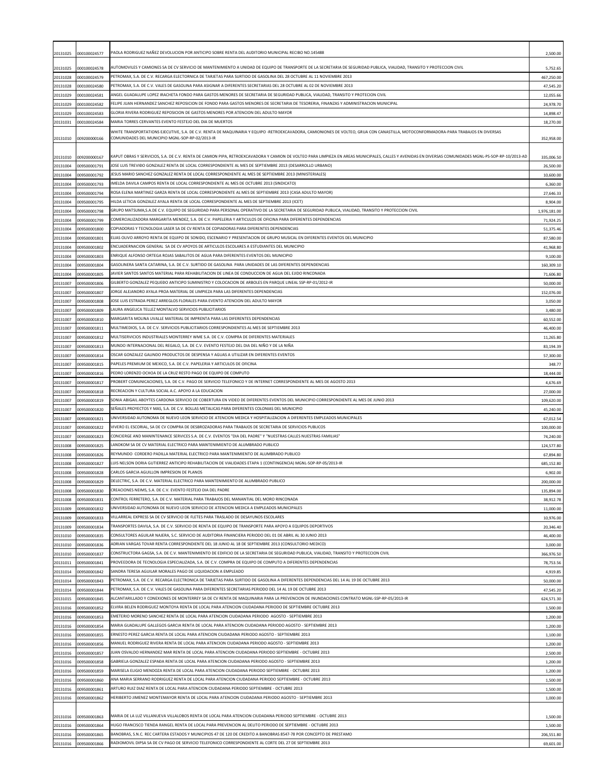| | | | |
|---|---|---|---|
| 20131025 | 000100024577 | PAOLA RODRIGUEZ NAÑEZ DEVOLUCION POR ANTICIPO SOBRE RENTA DEL AUDITORIO MUNICIPAL RECIBO NO.145488 | 2,500.00 |
| 20131025 | 000100024578 | AUTOMOVILES Y CAMIONES SA DE CV SERVICIO DE MANTENIMIENTO A UNIDAD DE EQUIPO DE TRANSPORTE DE LA SECRETARIA DE SEGURIDAD PUBLICA, VIALIDAD, TRANSITO Y PROTECCION CIVIL | 5,752.65 |
| 20131028 | 000100024579 | PETROMAX, S.A. DE C.V. RECARGA ELECTORNICA DE TARJETAS PARA SURTIDO DE GASOLINA DEL 28 OCTUBRE AL 11 NOVIEMBRE 2013 | 467,250.00 |
| 20131028 | 000100024580 | PETROMAX, S.A. DE C.V. VALES DE GASOLINA PARA ASIGNAR A DIFERENTES SECRETARIAS DEL 28 OCTUBRE AL 02 DE NOVIEMBRE 2013 | 47,545.20 |
| 20131029 | 000100024581 | ANGEL GUADALUPE LOPEZ IRACHETA FONDO PARA GASTOS MENORES DE SECRETARIA DE SEGURIDAD PUBLICA, VIALIDAD, TRANSITO Y PROTECION CIVIL | 12,055.66 |
| 20131029 | 000100024582 | FELIPE JUAN HERNANDEZ SANCHEZ REPOSICION DE FONDO PARA GASTOS MENORES DE SECRETARIA DE TESORERIA, FINANZAS Y ADMINISTRACION MUNICIPAL | 24,978.70 |
| 20131029 | 000100024583 | GLORIA RIVERA RODRIGUEZ REPOSICION DE GASTOS MENORES POR ATENCION DEL ADULTO MAYOR | 14,898.47 |
| 20131031 | 000100024584 | MARIA TORRES CERVANTES EVENTO FESTEJO DEL DIA DE MUERTOS | 18,270.00 |
| 20131010 | 009200000166 | WHITE TRANSPORTATIONS EJECUTIVE, S.A. DE C.V. RENTA DE MAQUINARIA Y EQUIPO -RETROEXCAVADORA, CAMIONIONES DE VOLTEO, GRUA CON CANASTILLA, MOTOCONFORMADORA-PARA TRABAJOS EN DIVERSAS COMUNIDADES DEL MUNICIPIO MGNL-SOP-RP-02/2013-IR | 352,958.00 |
| 20131010 | 009200000167 | KAPUT OBRAS Y SERVICIOS, S.A. DE C.V. RENTA DE CAMION PIPA, RETROEXCAVADORA Y CAMION DE VOLTEO PARA LIMPIEZA EN AREAS MUNICIPALES, CALLES Y AVENIDAS EN DIVERSAS COMUNIDADES MGNL-PS-SOP-RP-10/2013-AD | 335,006.50 |
| 20131004 | 009500001791 | JOSE LUIS TREVIDO GONZALEZ RENTA DE LOCAL CORRESPONDIENTE AL MES DE SEPTIEMBRE 2013 (DESARROLLO URBANO) | 26,500.00 |
| 20131004 | 009500001792 | JESUS MARIO SANCHEZ GONZALEZ RENTA DE LOCAL CORRESPONDIENTE AL MES DE SEPTIEMBRE 2013 (MINISTERIALES) | 10,600.00 |
| 20131004 | 009500001793 | IMELDA DAVILA CAMPOS RENTA DE LOCAL CORRESPONDIENTE AL MES DE OCTUBRE 2013 (SINDICATO) | 6,360.00 |
| 20131004 | 009500001794 | ROSA ELENA MARTINEZ GARZA RENTA DE LOCAL CORRESPONDIENTE AL MES DE SEPTIEMBRE 2013 (CASA ADULTO MAYOR) | 27,646.33 |
| 20131004 | 009500001795 | HILDA LETICIA GONZALEZ AYALA RENTA DE LOCAL CORRESPONDIENTE AL MES DE SEPTIEMBRE 2013 (ICET) | 8,904.00 |
| 20131004 | 009500001798 | GRUPO MATSUMA,S.A.DE C.V. EQUIPO DE SEGURIDAD PARA PERSONAL OPERATIVO DE LA SECRETARIA DE SEGURIDAD PUBLICA, VIALIDAD, TRANSITO Y PROTECCION CIVIL | 1,976,181.00 |
| 20131004 | 009500001799 | COMERCIALIZADORA MARGARITA MENDEZ, S.A. DE C.V. PAPELERIA Y ARTICULOS DE OFICINA PARA DIFERENTES DEPENDENCIAS | 71,924.25 |
| 20131004 | 009500001800 | COPIADORAS Y TECNOLOGIA LASER SA DE CV RENTA DE COPIADORAS PARA DIFERENTES DEPENDENCIAS | 51,375.46 |
| 20131004 | 009500001801 | ELIAS OLIVO ARROYO RENTA DE EQUIPO DE SONIDO, ESCENARIO Y PRESENTACION DE GRUPO MUSICAL EN DIFERENTES EVENTOS DEL MUNICIPIO | 87,580.00 |
| 20131004 | 009500001802 | ENCUADERNACION GENERAL SA DE CV APOYOS DE ARTICULOS ESCOLARES A ESTUDIANTES DEL MUNICIPIO | 41,968.80 |
| 20131004 | 009500001803 | ENRIQUE ALFONSO ORTEGA ROJAS SABALITOS DE AGUA PARA DIFERENTES EVENTOS DEL MUNICIPIO | 9,100.00 |
| 20131004 | 009500001804 | GASOLINERA SANTA CATARINA, S.A. DE C.V. SURTIDO DE GASOLINA PARA UNIDADES DE LAS DIFERENTES DEPENDENCIAS | 160,309.10 |
| 20131004 | 009500001805 | JAVIER SANTOS SANTOS MATERIAL PARA REHABILITACION DE LINEA DE CONDUCCION DE AGUA DEL EJIDO RINCONADA | 71,606.80 |
| 20131007 | 009500001806 | GILBERTO GONZALEZ PEQUEDO ANTICIPO SUMINISTRO Y COLOCACION DE ARBOLES EN PARQUE LINEAL SSP-RP-01/2012-IR | 50,000.00 |
| 20131007 | 009500001807 | JORGE ALEJANDRO AYALA PROA MATERIAL DE LIMPIEZA PARA LAS DIFERENTES DEPENDENCIAS | 152,076.00 |
| 20131007 | 009500001808 | JOSE LUIS ESTRADA PEREZ ARREGLOS FLORALES PARA EVENTO ATENCION DEL ADULTO MAYOR | 3,050.00 |
| 20131007 | 009500001809 | LAURA ANGELICA TELLEZ MONTALVO SERVICIOS PUBLICITARIOS | 3,480.00 |
| 20131007 | 009500001810 | MARGARITA MOLINA UVALLE MATERIAL DE IMPRENTA PARA LAS DIFERENTES DEPENDENCIAS | 60,552.00 |
| 20131007 | 009500001811 | MULTIMEDIOS, S.A. DE C.V. SERVICIOS PUBLICITARIOS CORRESPONDIENTES AL MES DE SEPTIEMBRE 2013 | 46,400.00 |
| 20131007 | 009500001812 | MULTISERVICIOS INDUSTRIALES MONTERREY WME S.A. DE C.V. COMPRA DE DIFERENTES MATERIALES | 11,265.80 |
| 20131007 | 009500001813 | MUNDO INTERNACIONAL DEL REGALO, S.A. DE C.V. EVENTO FESTEJO DEL DIA DEL NIÑO Y DE LA NIÑA | 83,194.39 |
| 20131007 | 009500001814 | OSCAR GONZALEZ GALINDO PRODUCTOS DE DESPENSA Y AGUAS A UTILIZAR EN DIFERENTES EVENTOS | 57,300.00 |
| 20131007 | 009500001815 | PAPELES PREMIUM DE MEXICO, S.A. DE C.V. PAPELERIA Y ARTICULOS DE OFICINA | 348.77 |
| 20131007 | 009500001816 | PEDRO LORENZO OCHOA DE LA CRUZ RESTO PAGO DE EQUIPO DE COMPUTO | 18,444.00 |
| 20131007 | 009500001817 | PROBERT COMUNICACIONES, S.A. DE C.V. PAGO DE SERVICIO TELEFONICO Y DE INTERNET CORRESPONDIENTE AL MES DE AGOSTO 2013 | 4,676.69 |
| 20131007 | 009500001818 | RECREACION Y CULTURA SOCIAL A.C. APOYO A LA EDUCACION | 27,000.00 |
| 20131007 | 009500001819 | SONIA ABIGAIL ABOYTES CARDONA SERVICIO DE COBERTURA EN VIDEO DE DIFERENTES EVENTOS DEL MUNICIPIO CORRESPONDIENTE AL MES DE JUNIO 2013 | 109,620.00 |
| 20131007 | 009500001820 | SEÑALES PROYECTOS Y MAS, S.A. DE C.V. BOLLAS METALICAS PARA DIFERENTES COLONIAS DEL MUNICIPIO | 45,240.00 |
| 20131007 | 009500001821 | UNIVERSIDAD AUTONOMA DE NUEVO LEON SERVICIO DE ATENCION MEDICA Y HOSPITALIZACION A DIFERENTES EMPLEADOS MUNICIPALES | 67,012.54 |
| 20131007 | 009500001822 | VIVERO EL ESCORIAL, SA DE CV COMPRA DE DESBROZADORAS PARA TRABAJOS DE SECRETARIA DE SERVICIOS PUBLICOS | 100,000.00 |
| 20131007 | 009500001823 | CONCIERGE AND MANINTENANCE SERVICES S.A. DE C.V. EVENTOS "DIA DEL PADRE" Y "NUESTRAS CALLES NUESTRAS FAMILIAS" | 74,240.00 |
| 20131008 | 009500001825 | LANDKOM SA DE CV MATERIAL ELECTRICO PARA MANTENIMIENTO DE ALUMBRADO PUBLICO | 124,577.80 |
| 20131008 | 009500001826 | REYMUNDO CORDERO PADILLA MATERIAL ELECTRICO PARA MANTENIMIENTO DE ALUMBRADO PUBLICO | 67,894.80 |
| 20131008 | 009500001827 | LUIS NELSON DORIA GUTIERREZ ANTICIPO REHABILITACION DE VIALIDADES ETAPA 1 (CONTINGENCIA) MGNL-SOP-RP-05/2013-IR | 685,152.80 |
| 20131008 | 009500001828 | CARLOS GARCIA AGUILLON IMPRESION DE PLANOS | 6,902.00 |
| 20131008 | 009500001829 | DELECTRIC, S.A. DE C.V. MATERIAL ELECTRICO PARA MANTENIMIENTO DE ALUMBRADO PUBLICO | 200,000.00 |
| 20131008 | 009500001830 | CREACIONES NEIMS, S.A. DE C.V. EVENTO FESTEJO DIA DEL PADRE | 135,894.00 |
| 20131008 | 009500001831 | CONTROL FERRETERO, S.A. DE C.V. MATERIAL PARA TRABAJOS DEL MANANTIAL DEL MORO RINCONADA | 38,912.78 |
| 20131009 | 009500001832 | UNIVERSIDAD AUTONOMA DE NUEVO LEON SERVICIO DE ATENCION MEDICA A EMPLEADOS MUNICIPALES | 11,000.00 |
| 20131009 | 009500001833 | VILLARREAL EXPRESS SA DE CV SERVICIO DE FLETES PARA TRASLADO DE DESAYUNOS ESCOLARES | 10,976.00 |
| 20131009 | 009500001834 | TRANSPORTES DAVILA, S.A. DE C.V. SERVICIO DE RENTA DE EQUIPO DE TRANSPORTE PARA APOYO A EQUIPOS DEPORTIVOS | 20,346.40 |
| 20131010 | 009500001835 | CONSULTORES AGUILAR NAJERA, S.C. SERVICIO DE AUDITORIA FINANCIERA PERIODO DEL 01 DE ABRIL AL 30 JUNIO 2013 | 46,400.00 |
| 20131010 | 009500001836 | ADRIAN VARGAS TOVAR RENTA CORRESPONDIENTE DEL 18 JUNIO AL 18 DE SEPTIEMBRE 2013 (CONSULTORIO MEDICO) | 3,000.00 |
| 20131010 | 009500001837 | CONSTRUCTORA GAGSA, S.A. DE C.V. MANTENIMIENTO DE EDIFICIO DE LA SECRETARIA DE SEGURIDAD PUBLICA, VIALIDAD, TRANSITO Y PROTECCION CIVIL | 366,976.50 |
| 20131011 | 009500001841 | PROVEEDORA DE TECNOLOGIA ESPECIALIZADA, S.A. DE C.V. COMPRA DE EQUIPO DE COMPUTO A DIFERENTES DEPENDENCIAS | 78,753.56 |
| 20131014 | 009500001842 | SANDRA TERESA AGUILAR MORALES PAGO DE LIQUIDACION A EMPLEADO | 4,919.85 |
| 20131014 | 009500001843 | PETROMAX, S.A. DE C.V. RECARGA ELECTRONICA DE TARJETAS PARA SURTIDO DE GASOLINA A DIFERENTES DEPENDENCIAS DEL 14 AL 19 DE OCTUBRE 2013 | 50,000.00 |
| 20131014 | 009500001844 | PETROMAX, S.A. DE C.V. VALES DE GASOLINA PARA DIFERENTES SECRETARIAS PERIODO DEL 14 AL 19 DE OCTUBRE 2013 | 47,545.20 |
| 20131015 | 009500001845 | ALCANTARILLADO Y CONEXIONES DE MONTERREY SA DE CV RENTA DE MAQUINARIA PARA LA PREVENCION DE INUNDACIONES CONTRATO MGNL-SSP-RP-05/2013-IR | 624,571.30 |
| 20131016 | 009500001852 | ELVIRA BELEN RODRIGUEZ MONTOYA RENTA DE LOCAL PARA ATENCION CIUDADANA PERIODO DE SEPTIEMBRE OCTUBRE 2013 | 1,500.00 |
| 20131016 | 009500001853 | EMETERIO MORENO SANCHEZ RENTA DE LOCAL PARA ATENCION CIUDADANA PERIODO AGOSTO - SEPTIEMBRE 2013 | 1,200.00 |
| 20131016 | 009500001854 | MARIA GUADALUPE GALLEGOS GARCIA RENTA DE LOCAL PARA ATENCION CIUDADANA PERIODO AGOSTO - SEPTIEMBRE 2013 | 1,200.00 |
| 20131016 | 009500001855 | ERNESTO PEREZ GARCIA RENTA DE LOCAL PARA ATENCION CIUDADANA PERIODO AGOSTO - SEPTIEMBRE 2013 | 1,100.00 |
| 20131016 | 009500001856 | MANUEL RODRIGUEZ RIVERA RENTA DE LOCAL PARA ATENCION CIUDADANA PERIODO AGOSTO - SEPTIEMBRE 2013 | 1,200.00 |
| 20131016 | 009500001857 | JUAN OSVALDO HERNANDEZ MAR RENTA DE LOCAL PARA ATENCION CIUDADANA PERIODO SEPTIEMBRE - OCTUBRE 2013 | 2,500.00 |
| 20131016 | 009500001858 | GABRIELA GONZALEZ ESPADA RENTA DE LOCAL PARA ATENCION CIUDADANA PERIODO AGOSTO - SEPTIEMBRE 2013 | 1,200.00 |
| 20131016 | 009500001859 | MARISELA ELIGIO MENDOZA RENTA DE LOCAL PARA ATENCION CIUDADANA PERIODO SEPTIEMBRE - OCTUBRE 2013 | 1,200.00 |
| 20131016 | 009500001860 | ANA MARIA SERRANO RODRIGUEZ RENTA DE LOCAL PARA ATENCION CIUDADANA PERIODO SEPTIEMBRE - OCTUBRE 2013 | 1,500.00 |
| 20131016 | 009500001861 | ARTURO RUIZ DIAZ RENTA DE LOCAL PARA ATENCION CIUDADANA PERIODO SEPTIEMBRE - OCTUBRE 2013 | 1,500.00 |
| 20131016 | 009500001862 | HERIBERTO JIMENEZ MONTEMAYOR RENTA DE LOCAL PARA ATENCION CIUDADANA PERIODO AGOSTO - SEPTIEMBRE 2013 | 1,000.00 |
| 20131016 | 009500001863 | MARIA DE LA LUZ VILLANUEVA VILLALOBOS RENTA DE LOCAL PARA ATENCION CIUDADANA PERIODO SEPTIEMBRE - OCTUBRE 2013 | 1,500.00 |
| 20131016 | 009500001864 | HUGO FRANCISCO TIENDA RANGEL RENTA DE LOCAL PARA PREVENCION AL DELITO PERIODO DE SEPTIEMBRE - OCTUBRE 2013 | 1,500.00 |
| 20131016 | 009500001865 | BANOBRAS, S.N.C. REC CARTERA ESTADOS Y MUNICIPIOS 47 DE 120 DE CREDITO A BANOBRAS 8547-78 POR CONCEPTO DE PRESTAMO | 206,551.80 |
| 20131016 | 009500001866 | RADIOMOVIL DIPSA SA DE CV PAGO DE SERVICIO TELEFONICO CORRESPONDIENTE AL CORTE DEL 27 DE SEPTIEMBRE 2013 | 69,601.00 |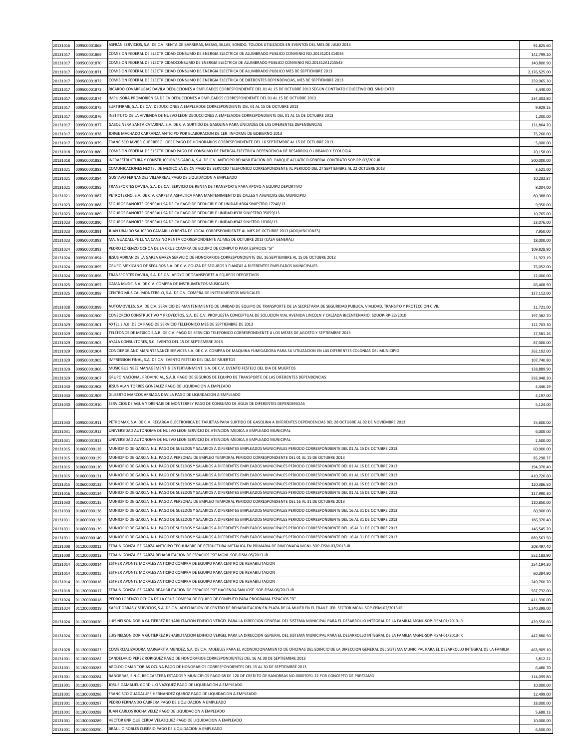| | | | |
|---|---|---|---|
| 20131016 | 009500001868 | ASFRAN SERVICIOS, S.A. DE C.V. RENTA DE BARRERAS, MESAS, SILLAS, SONIDO, TOLDOS UTILIZADOS EN EVENTOS DEL MES DE JULIO 2013 | 91,825.60 |
| 20131017 | 009500001869 | COMISION FEDERAL DE ELECTRICIDAD CONSUMO DE ENERGIA ELECTRICA DE ALUMBRADO PUBLICO CONVENIO NO.201312D1414035 | 142,799.20 |
| 20131017 | 009500001870 | COMISION FEDERAL DE ELECTRICIDADCONSUMO DE ENERGIA ELECTRICA DE ALUMBRADO PUBLICO CONVENIO NO.201312A1215543 | 140,800.90 |
| 20131017 | 009500001871 | COMISION FEDERAL DE ELECTRICIDAD CONSUMO DE ENERGIA ELECTRICA DE ALUMBRADO PUBLICO MES DE SEPTIEMBRE 2013 | 2,176,525.00 |
| 20131017 | 009500001872 | COMISION FEDERAL DE ELECTRICIDAD CONSUMO DE ENERGIA ELECTRICA DE DIFERENTES DEPENDENCIAS, MES DE SEPTIEMBRE 2013 | 259,965.30 |
| 20131017 | 009500001873 | RICARDO COVARRUBIAS DAVILA DEDUCCIONES A EMPLEADOS CORRESPONDIENTE DEL 01 AL 15 DE OCTUBRE 2013 SEGÚN CONTRATO COLECTIVO DEL SINDICATO | 3,440.00 |
| 20131017 | 009500001874 | IMPULSORA PROMOBIEN SA DE CV DEDUCCIONES A EMPLEADOS CORRESPONDIENTE DEL 01 AL 15 DE OCTUBRE 2013 | 234,303.80 |
| 20131017 | 009500001875 | SURTIFIRME, S.A. DE C.V. DEDUCCIONES A EMPLEADOS CORRESPONDIENTE DEL 01 AL 15 DE OCTUBRE 2013 | 9,929.15 |
| 20131017 | 009500001876 | INSTITUTO DE LA VIVIENDA DE NUEVO LEON DEDUCCIONES A EMPLEADOS CORRESPONDIENTE DEL 01 AL 15 DE OCTUBRE 2013 | 1,200.00 |
| 20131017 | 009500001877 | GASOLINERA SANTA CATARINA, S.A. DE C.V. SURTIDO DE GASOLINA PARA UNIDADES DE LAS DIFERENTES DEPENDENCIAS | 131,864.20 |
| 20131017 | 009500001878 | JORGE MACHADO CARRANZA ANTICIPO POR ELABORACION DE 1ER. INFORME DE GOBIERNO 2013 | 75,260.00 |
| 20131017 | 009500001879 | FRANCISCO JAVIER GUERRERO LOPEZ PAGO DE HONORARIOS CORRESPONDIENTE DEL 16 SEPTIEMBRE AL 15 DE OCTUBRE 2013 | 5,000.00 |
| 20131018 | 009500001880 | COMISION FEDERAL DE ELECTRICIDAD PAGO DE CONSUMO DE ENERGIA ELECTRICA DEPENDENCIA DE DESARROLLO URBANO Y ECOLOGIA | 20,158.00 |
| 20131018 | 009500001882 | INFRAESTRUCTURA Y CONSTRUCCIONES GARCIA, S.A. DE C.V. ANTICIPO REHABILITACION DEL PARQUE ACUATICO GENERAL CONTRATO SOP-RP-O3/202-IR | 500,000.00 |
| 20131021 | 009500001883 | COMUNICACIONES NEXTEL DE MEXICO SA DE CV PAGO DE SERVICIO TELEFONICO CORRESPONDIENTE AL PERIODO DEL 27 SEPTIEMBRE AL 22 OCTUBRE 2013 | 3,521.00 |
| 20131021 | 009500001884 | GUSTAVO FERNANDEZ VILLARREAL PAGO DE LIQUIDACION A EMPLEADO | 10,232.87 |
| 20131021 | 009500001885 | TRANSPORTES DAVILA, S.A. DE C.V. SERVICIO DE RENTA DE TRANSPORTE PARA APOYO A EQUIPO DEPORTIVO | 8,004.00 |
| 20131021 | 009500001887 | PETROTEKNO, S.A. DE C.V. CARPETA ASFALTICA PARA MANTENIMIENTO DE CALLES Y AVENIDAS DEL MUNICIPIO | 80,388.00 |
| 20131023 | 009500001888 | SEGUROS BANORTE GENERALI SA DE CV PAGO DE DEDUCIBLE DE UNIDAD #364 SINIESTRO 17240/13 | 9,950.00 |
| 20131023 | 009500001889 | SEGUROS BANORTE GENERALI SA DE CV PAGO DE DEDUCIBLE UNIDAD #338 SINIESTRO 35059/13 | 10,765.00 |
| 20131023 | 009500001890 | SEGUROS BANORTE GENERALI SA DE CV PAGO DE DEDUCIBLE UNIDAD #342 SINIESTRO 10360/13 | 23,076.00 |
| 20131023 | 009500001891 | JUAN UBALDO SAUCEDO CAMARILLO RENTA DE LOCAL CORRESPONDIENTE AL MES DE OCTUBRE 2013 (ADQUISICIONES) | 7,950.00 |
| 20131023 | 009500001892 | MA. GUADALUPE LUNA CANSINO RENTA CORRESPONDIENTE AL MES DE OCTUBRE 2013 (CASA GENERAL) | 18,000.00 |
| 20131024 | 009500001893 | PEDRO LORENZO OCHOA DE LA CRUZ COMPRA DE EQUIPO DE COMPUTO PARA ESPACIOS "SI" | 109,828.80 |
| 20131024 | 009500001894 | JESUS ADRIAN DE LA GARZA GARZA SERVICIO DE HONORARIOS CORRESPONDIENTE DEL 16 SEPTIEMBRE AL 15 DE OCTUBRE 2013 | 11,923.19 |
| 20131024 | 009500001895 | GRUPO MEXICANO DE SEGUROS S.A. DE C.V. POLIZA DE SEGUROS Y FIANZAS A DIFERENTES EMPLEADOS MUNICIPALES | 75,052.00 |
| 20131024 | 009500001896 | TRANSPORTES DAVILA, S.A. DE C.V. APOYO DE TRANSPORTE A EQUIPOS DEPORTIVOS | 12,006.00 |
| 20131025 | 009500001897 | GAMA MUSIC, S.A. DE C.V. COMPRA DE INSTRUMENTOS MUSICALES | 66,408.90 |
| 20131025 | 009500001898 | CENTRO MUSICAL MONTEBELO, S.A. DE C.V. COMPRA DE INSTRUMENTOS MUSICALES | 137,112.00 |
| 20131028 | 009500001899 | AUTOMOVILES, S.A. DE C.V. SERVICIO DE MANTENIMIENTO DE UNIDAD DE EQUIPO DE TRANSPORTE DE LA SECRETARIA DE SEGURIDAD PUBLICA, VIALIDAD, TRANSITO Y PROTECCION CIVIL | 11,721.00 |
| 20131028 | 009500001900 | CONSORCIO CONSTRUCTIVO Y PROYECTOS, S.A. DE C.V. PROPUESTA CONCEPTUAL DE SOLUCION VIAL AVENIDA LINCOLN Y CALZADA BICENTENARIO. SDUOP-RP-22/2010 | 197,382.70 |
| 20131029 | 009500001901 | AXTEL S.A.B. DE CV PAGO DE SERVICIO TELEFONICO MES DE SEPTIEMBRE DE 2013 | 122,703.30 |
| 20131029 | 009500001902 | TELEFONOS DE MEXICO S.A.B. DE C.V. PAGO DE SERVICIO TELEFONICO CORRESPONDIENTE A LOS MESES DE AGOSTO Y SEPTIEMBRE 2013 | 27,581.26 |
| 20131029 | 009500001903 | AYALA CONSULTORES, S.C. EVENTO DEL 15 DE SEPTIEMBRE 2013 | 87,000.00 |
| 20131029 | 009500001904 | CONCIERGE AND MANINTENANCE SERVICES S.A. DE C.V. COMPRA DE MAQUINA FUMIGADORA PARA SU UTILIZACION EN LAS DIFERENTES COLONIAS DEL MUNICIPIO | 262,102.00 |
| 20131029 | 009500001905 | IMPRESSION FINAL, S.A. DE C.V. EVENTO FESTEJO DEL DIA DE MUERTOS | 107,740.80 |
| 20131029 | 009500001906 | MUSIC BUSINESS MANAGEMENT & ENTERTAINMENT, S.A. DE C.V. EVENTO FESTEJO DEL DIA DE MUERTOS | 128,889.90 |
| 20131029 | 009500001907 | GRUPO NACIONAL PROVINCIAL, S.A.B. PAGO DE SEGUROS DE EQUIPO DE TRANSPORTE DE LAS DIFERENTES DEPENDENCIAS | 293,948.30 |
| 20131030 | 009500001908 | JESUS ALAN TORRES GONZALEZ PAGO DE LIQUIDACION A EMPLEADO | 4,446.19 |
| 20131030 | 009500001909 | GILBERTO MARCOS ARRIAGA DAVILA PAGO DE LIQUIDACION A EMPLEADO | 4,197.00 |
| 20131030 | 009500001910 | SERVICIOS DE AGUA Y DRENAJE DE MONTERREY PAGO DE CONSUMO DE AGUA DE DIFERENTES DEPENDENCIAS | 5,124.00 |
| 20131030 | 009500001911 | PETROMAX, S.A. DE C.V. RECARGA ELECTRONICA DE TARJETAS PARA SURTIDO DE GASOLINA A DIFERENTES DEPENDENCIAS DEL 28 OCTUBRE AL 02 DE NOVIEMBRE 2013 | 45,600.00 |
| 20131031 | 009500001912 | UNIVERSIDAD AUTONOMA DE NUEVO LEON SERVICIO DE ATENCION MEDICA A EMPLEADO MUNICIPAL | 6,000.00 |
| 20131031 | 009500001913 | UNIVERSIDAD AUTONOMA DE NUEVO LEON SERVICIO DE ATENCION MEDICA A EMPLEADO MUNICIPAL | 2,500.00 |
| 20131015 | 010600000128 | MUNICIPIO DE GARCIA N.L. PAGO DE SUELDOS Y SALARIOS A DIFERENTES EMPLEADOS MUNICIPALES PERIODO CORRESPONDIENTE DEL 01 AL 15 DE OCTUBRE 2013 | 60,900.00 |
| 20131015 | 010600000129 | MUNICIPIO DE GARCIA N.L. PAGO A PERSONAL DE EMPLEO TEMPORAL PERIODO CORRESPONDIENTE DEL 01 AL 15 DE OCTUBRE 2013 | 85,298.37 |
| 20131015 | 010600000130 | MUNICIPIO DE GARCIA N.L. PAGO DE SUELDOS Y SALARIOS A DIFERENTES EMPLEADOS MUNICIPALES PERIODO CORRESPONDIENTE DEL 01 AL 15 DE OCTUBRE 2013 | 194,370.40 |
| 20131015 | 010600000131 | MUNICIPIO DE GARCIA N.L. PAGO DE SUELDOS Y SALARIOS A DIFERENTES EMPLEADOS MUNICIPALES PERIODO CORRESPONDIENTE DEL 01 AL 15 DE OCTUBRE 2013 | 410,720.60 |
| 20131015 | 010600000132 | MUNICIPIO DE GARCIA N.L. PAGO DE SUELDOS Y SALARIOS A DIFERENTES EMPLEADOS MUNICIPALES PERIODO CORRESPONDIENTE DEL 01 AL 15 DE OCTUBRE 2013 | 120,386.50 |
| 20131016 | 010600000134 | MUNICIPIO DE GARCIA N.L. PAGO DE SUELDOS Y SALARIOS A DIFERENTES EMPLEADOS MUNICIPALES PERIODO CORRESPONDIENTE DEL 01 AL 15 DE OCTUBRE 2013 | 117,990.30 |
| 20131030 | 010600000135 | MUNICIPIO DE GARCIA N.L. PAGO A PERSONAL DE EMPLEO TEMPORAL PERIODO CORRESPONDIENTE DEL 16 AL 31 DE OCTUBRE 2013 | 110,850.00 |
| 20131030 | 010600000136 | MUNICIPIO DE GARCIA N.L. PAGO DE SUELDOS Y SALARIOS A DIFERENTES EMPLEADOS MUNICIPALES PERIODO CORRESPONDIENTE DEL 16 AL 31 DE OCTUBRE 2013 | 60,900.00 |
| 20131031 | 010600000138 | MUNICIPIO DE GARCIA N.L. PAGO DE SUELDOS Y SALARIOS A DIFERENTES EMPLEADOS MUNICIPALES PERIODO CORRESPONDIENTE DEL 16 AL 31 DE OCTUBRE 2013 | 186,370.40 |
| 20131031 | 010600000139 | MUNICIPIO DE GARCIA N.L. PAGO DE SUELDOS Y SALARIOS A DIFERENTES EMPLEADOS MUNICIPALES PERIODO CORRESPONDIENTE DEL 16 AL 31 DE OCTUBRE 2013 | 146,545.20 |
| 20131031 | 010600000140 | MUNICIPIO DE GARCIA N.L. PAGO DE SUELDOS Y SALARIOS A DIFERENTES EMPLEADOS MUNICIPALES PERIODO CORRESPONDIENTE DEL 16 AL 31 DE OCTUBRE 2013 | 889,563.50 |
| 20131008 | 011200000012 | EFRAIN GONZALEZ GARZA ANTICIPO TECHUMBRE DE ESTRUCTURA METALICA EN PRIMARIA DE RINCONADA MGNL-SOP-FISM-03/2013-IR | 208,497.40 |
| 20131008 | 011200000013 | EFRAIN GONZALEZ GARZA REHABILITACION DE ESPACIOS "SI" MGNL-SOP-FISM-05/2013-IR | 552,183.90 |
| 20131014 | 011200000014 | ESTHER APONTE MORALES ANTICIPO COMPRA DE EQUIPO PARA CENTRO DE REHABILITACION | 254,194.30 |
| 20131014 | 011200000015 | ESTHER APONTE MORALES ANTICIPO COMPRA DE EQUIPO PARA CENTRO DE REHABILITACION | 60,384.90 |
| 20131014 | 011200000016 | ESTHER APONTE MORALES ANTICIPO COMPRA DE EQUIPO PARA CENTRO DE REHABILITACION | 249,760.70 |
| 20131018 | 011200000017 | EFRAIN GONZALEZ GARZA REAHBILITACION DE ESPACIOS "SI" HACIENDA SAN JOSE SOP-FISM-06/2013-IR | 567,732.00 |
| 20131024 | 011200000018 | PEDRO LORENZO OCHOA DE LA CRUZ COMPRA DE EQUIPO DE COMPUTO PARA PROGRAMA ESPACIOS "SI" | 411,336.00 |
| 20131024 | 011200000019 | KAPUT OBRAS Y SERVICIOS, S.A. DE C.V. ADECUACION DE CENTRO DE REHABILITACION EN PLAZA DE LA MUJER EN EL FRAILE 1ER. SECTOR MGNL-SOP-FISM-02/2013-IR | 1,240,398.00 |
| 20131024 | 011200000020 | LUIS NELSON DORIA GUTIERREZ REHABILITACION EDIFICIO VERGEL PARA LA DIRECCION GENERAL DEL SISTEMA MUNICIPAL PARA EL DESARROLLO INTEGRAL DE LA FAMILIA MGNL-SOP-FISM-01/2013-IR | 439,556.60 |
| 20131024 | 011200000021 | LUIS NELSON DORIA GUTIERREZ REHABILITACION EDIFICIO VERGEL PARA LA DIRECCION GENERAL DEL SISTEMA MUNICIPAL PARA EL DESARROLLO INTEGRAL DE LA FAMILIA MGNL-SOP-FISM-01/2013-IR | 447,880.50 |
| 20131028 | 011200000023 | COMERCIALIZADORA MARGARITA MENDEZ, S.A. DE C.V. MUEBLES PARA EL ACONDICIONAMIENTO DE OFICINAS DEL EDIFICIO DE LA DIRECCION GENERAL DEL SISTEMA MUNICIPAL PARA EL DESARROLLO INTEGRAL DE LA FAMILIA | 463,909.10 |
| 20131001 | 011300000282 | CANDELARIO PEREZ RORIGUEZ PAGO DE HONORARIOS CORRESPONDIENTES DEL 16 AL 30 DE SEPTIEMBRE 2013 | 3,812.22 |
| 20131001 | 011300000283 | AROLDO OMAR TOBIAS OZUNA PAGO DE HONORARIOS CORRESPONDIENTES DEL 15 AL 30 DE SEPTIEMBRE 2013 | 6,480.70 |
| 20131001 | 011300000284 | BANOBRAS, S.N.C. REC CARTERA ESTADOS Y MUNICIPIOS PAGO 68 DE 120 DE CREDITO DE BANOBRAS NO.00007091-22 POR CONCEPTO DE PRESTAMO | 114,099.80 |
| 20131001 | 011300000285 | JOSUE GAMALIEL GORDILLO VAZQUEZ PAGO DE LIQUIDACION A EMPLEADO | 10,000.00 |
| 20131001 | 011300000286 | FRANCISCO GUADALUPE HERNANDEZ QUIROZ PAGO DE LIQUIDACION A EMPLEADO | 12,499.00 |
| 20131001 | 011300000287 | PEDRO FERNANDO CABRERA PAGO DE LIQUIDACION A EMPLEADO | 18,000.00 |
| 20131001 | 011300000288 | JUAN CARLOS ROCHA VELEZ PAGO DE LIQUIDACION A EMPLEADO | 5,688.13 |
| 20131001 | 011300000289 | HECTOR ENRIQUE CERDA VELAZQUEZ PAGO DE LIQUIDACION A EMPLEADO | 10,000.00 |
| 20131001 | 011300000290 | BRAULIO ROBLES CLISERIO PAGO DE LIQUIDACION A EMPLEADO | 6,500.00 |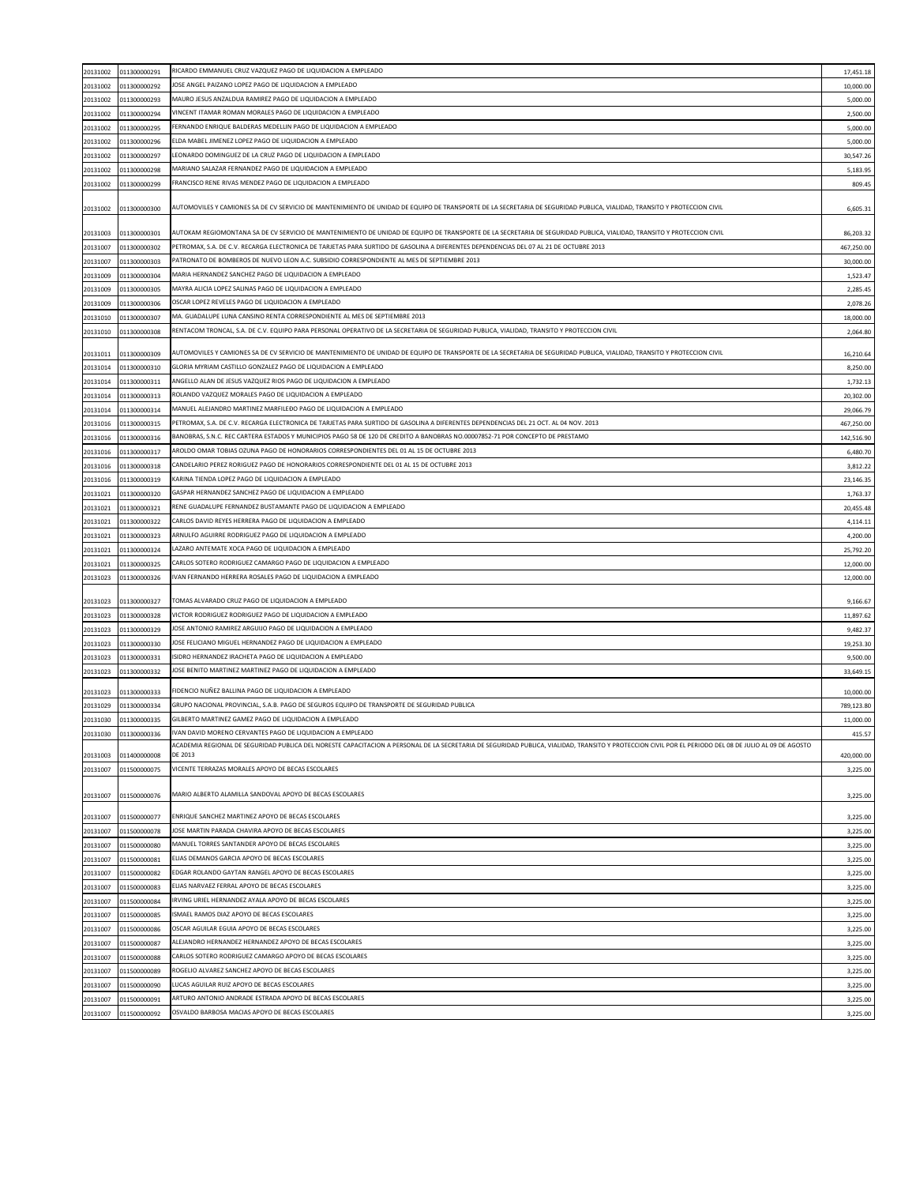| | | | |
|---|---|---|---|
| 20131002 | 011300000291 | RICARDO EMMANUEL CRUZ VAZQUEZ PAGO DE LIQUIDACION A EMPLEADO | 17,451.18 |
| 20131002 | 011300000292 | JOSE ANGEL PAIZANO LOPEZ PAGO DE LIQUIDACION A EMPLEADO | 10,000.00 |
| 20131002 | 011300000293 | MAURO JESUS ANZALDUA RAMIREZ PAGO DE LIQUIDACION A EMPLEADO | 5,000.00 |
| 20131002 | 011300000294 | VINCENT ITAMAR ROMAN MORALES PAGO DE LIQUIDACION A EMPLEADO | 2,500.00 |
| 20131002 | 011300000295 | FERNANDO ENRIQUE BALDERAS MEDELLIN PAGO DE LIQUIDACION A EMPLEADO | 5,000.00 |
| 20131002 | 011300000296 | ELDA MABEL JIMENEZ LOPEZ PAGO DE LIQUIDACION A EMPLEADO | 5,000.00 |
| 20131002 | 011300000297 | LEONARDO DOMINGUEZ DE LA CRUZ PAGO DE LIQUIDACION A EMPLEADO | 30,547.26 |
| 20131002 | 011300000298 | MARIANO SALAZAR FERNANDEZ PAGO DE LIQUIDACION A EMPLEADO | 5,183.95 |
| 20131002 | 011300000299 | FRANCISCO RENE RIVAS MENDEZ PAGO DE LIQUIDACION A EMPLEADO | 809.45 |
| 20131002 | 011300000300 | AUTOMOVILES Y CAMIONES SA DE CV SERVICIO DE MANTENIMIENTO DE UNIDAD DE EQUIPO DE TRANSPORTE DE LA SECRETARIA DE SEGURIDAD PUBLICA, VIALIDAD, TRANSITO Y PROTECCION CIVIL | 6,605.31 |
| 20131003 | 011300000301 | AUTOKAM REGIOMONTANA SA DE CV SERVICIO DE MANTENIMIENTO DE UNIDAD DE EQUIPO DE TRANSPORTE DE LA SECRETARIA DE SEGURIDAD PUBLICA, VIALIDAD, TRANSITO Y PROTECCION CIVIL | 86,203.32 |
| 20131007 | 011300000302 | PETROMAX, S.A. DE C.V. RECARGA ELECTRONICA DE TARJETAS PARA SURTIDO DE GASOLINA A DIFERENTES DEPENDENCIAS DEL 07 AL 21 DE OCTUBRE 2013 | 467,250.00 |
| 20131007 | 011300000303 | PATRONATO DE BOMBEROS DE NUEVO LEON A.C. SUBSIDIO CORRESPONDIENTE AL MES DE SEPTIEMBRE 2013 | 30,000.00 |
| 20131009 | 011300000304 | MARIA HERNANDEZ SANCHEZ PAGO DE LIQUIDACION A EMPLEADO | 1,523.47 |
| 20131009 | 011300000305 | MAYRA ALICIA LOPEZ SALINAS PAGO DE LIQUIDACION A EMPLEADO | 2,285.45 |
| 20131009 | 011300000306 | OSCAR LOPEZ REVELES PAGO DE LIQUIDACION A EMPLEADO | 2,078.26 |
| 20131010 | 011300000307 | MA. GUADALUPE LUNA CANSINO RENTA CORRESPONDIENTE AL MES DE SEPTIEMBRE 2013 | 18,000.00 |
| 20131010 | 011300000308 | RENTACOM TRONCAL, S.A. DE C.V. EQUIPO PARA PERSONAL OPERATIVO DE LA SECRETARIA DE SEGURIDAD PUBLICA, VIALIDAD, TRANSITO Y PROTECCION CIVIL | 2,064.80 |
| 20131011 | 011300000309 | AUTOMOVILES Y CAMIONES SA DE CV SERVICIO DE MANTENIMIENTO DE UNIDAD DE EQUIPO DE TRANSPORTE DE LA SECRETARIA DE SEGURIDAD PUBLICA, VIALIDAD, TRANSITO Y PROTECCION CIVIL | 16,210.64 |
| 20131014 | 011300000310 | GLORIA MYRIAM CASTILLO GONZALEZ PAGO DE LIQUIDACION A EMPLEADO | 8,250.00 |
| 20131014 | 011300000311 | ANGELLO ALAN DE JESUS VAZQUEZ RIOS PAGO DE LIQUIDACION A EMPLEADO | 1,732.13 |
| 20131014 | 011300000313 | ROLANDO VAZQUEZ MORALES PAGO DE LIQUIDACION A EMPLEADO | 20,302.00 |
| 20131014 | 011300000314 | MANUEL ALEJANDRO MARTINEZ MARFILEDO PAGO DE LIQUIDACION A EMPLEADO | 29,066.79 |
| 20131016 | 011300000315 | PETROMAX, S.A. DE C.V. RECARGA ELECTRONICA DE TARJETAS PARA SURTIDO DE GASOLINA A DIFERENTES DEPENDENCIAS DEL 21 OCT. AL 04 NOV. 2013 | 467,250.00 |
| 20131016 | 011300000316 | BANOBRAS, S.N.C. REC CARTERA ESTADOS Y MUNICIPIOS PAGO 58 DE 120 DE CREDITO A BANOBRAS NO.00007852-71 POR CONCEPTO DE PRESTAMO | 142,516.90 |
| 20131016 | 011300000317 | AROLDO OMAR TOBIAS OZUNA PAGO DE HONORARIOS CORRESPONDIENTES DEL 01 AL 15 DE OCTUBRE 2013 | 6,480.70 |
| 20131016 | 011300000318 | CANDELARIO PEREZ RORIGUEZ PAGO DE HONORARIOS CORRESPONDIENTE DEL 01 AL 15 DE OCTUBRE 2013 | 3,812.22 |
| 20131016 | 011300000319 | KARINA TIENDA LOPEZ PAGO DE LIQUIDACION A EMPLEADO | 23,146.35 |
| 20131021 | 011300000320 | GASPAR HERNANDEZ SANCHEZ PAGO DE LIQUIDACION A EMPLEADO | 1,763.37 |
| 20131021 | 011300000321 | RENE GUADALUPE FERNANDEZ BUSTAMANTE PAGO DE LIQUIDACION A EMPLEADO | 20,455.48 |
| 20131021 | 011300000322 | CARLOS DAVID REYES HERRERA PAGO DE LIQUIDACION A EMPLEADO | 4,114.11 |
| 20131021 | 011300000323 | ARNULFO AGUIRRE RODRIGUEZ PAGO DE LIQUIDACION A EMPLEADO | 4,200.00 |
| 20131021 | 011300000324 | LAZARO ANTEMATE XOCA PAGO DE LIQUIDACION A EMPLEADO | 25,792.20 |
| 20131021 | 011300000325 | CARLOS SOTERO RODRIGUEZ CAMARGO PAGO DE LIQUIDACION A EMPLEADO | 12,000.00 |
| 20131023 | 011300000326 | IVAN FERNANDO HERRERA ROSALES PAGO DE LIQUIDACION A EMPLEADO | 12,000.00 |
| 20131023 | 011300000327 | TOMAS ALVARADO CRUZ PAGO DE LIQUIDACION A EMPLEADO | 9,166.67 |
| 20131023 | 011300000328 | VICTOR RODRIGUEZ RODRIGUEZ PAGO DE LIQUIDACION A EMPLEADO | 11,897.62 |
| 20131023 | 011300000329 | JOSE ANTONIO RAMIREZ ARGUIJO PAGO DE LIQUIDACION A EMPLEADO | 9,482.37 |
| 20131023 | 011300000330 | JOSE FELICIANO MIGUEL HERNANDEZ PAGO DE LIQUIDACION A EMPLEADO | 19,253.30 |
| 20131023 | 011300000331 | ISIDRO HERNANDEZ IRACHETA PAGO DE LIQUIDACION A EMPLEADO | 9,500.00 |
| 20131023 | 011300000332 | JOSE BENITO MARTINEZ MARTINEZ PAGO DE LIQUIDACION A EMPLEADO | 33,649.15 |
| 20131023 | 011300000333 | FIDENCIO NUÑEZ BALLINA PAGO DE LIQUIDACION A EMPLEADO | 10,000.00 |
| 20131029 | 011300000334 | GRUPO NACIONAL PROVINCIAL, S.A.B. PAGO DE SEGUROS EQUIPO DE TRANSPORTE DE SEGURIDAD PUBLICA | 789,123.80 |
| 20131030 | 011300000335 | GILBERTO MARTINEZ GAMEZ PAGO DE LIQUIDACION A EMPLEADO | 11,000.00 |
| 20131030 | 011300000336 | IVAN DAVID MORENO CERVANTES PAGO DE LIQUIDACION A EMPLEADO | 415.57 |
| 20131003 | 011400000008 | ACADEMIA REGIONAL DE SEGURIDAD PUBLICA DEL NORESTE CAPACITACION A PERSONAL DE LA SECRETARIA DE SEGURIDAD PUBLICA, VIALIDAD, TRANSITO Y PROTECCION CIVIL POR EL PERIODO DEL 08 DE JULIO AL 09 DE AGOSTO DE 2013 | 420,000.00 |
| 20131007 | 011500000075 | VICENTE TERRAZAS MORALES APOYO DE BECAS ESCOLARES | 3,225.00 |
| 20131007 | 011500000076 | MARIO ALBERTO ALAMILLA SANDOVAL APOYO DE BECAS ESCOLARES | 3,225.00 |
| 20131007 | 011500000077 | ENRIQUE SANCHEZ MARTINEZ APOYO DE BECAS ESCOLARES | 3,225.00 |
| 20131007 | 011500000078 | JOSE MARTIN PARADA CHAVIRA APOYO DE BECAS ESCOLARES | 3,225.00 |
| 20131007 | 011500000080 | MANUEL TORRES SANTANDER APOYO DE BECAS ESCOLARES | 3,225.00 |
| 20131007 | 011500000081 | ELIAS DEMANOS GARCIA APOYO DE BECAS ESCOLARES | 3,225.00 |
| 20131007 | 011500000082 | EDGAR ROLANDO GAYTAN RANGEL APOYO DE BECAS ESCOLARES | 3,225.00 |
| 20131007 | 011500000083 | ELIAS NARVAEZ FERRAL APOYO DE BECAS ESCOLARES | 3,225.00 |
| 20131007 | 011500000084 | IRVING URIEL HERNANDEZ AYALA APOYO DE BECAS ESCOLARES | 3,225.00 |
| 20131007 | 011500000085 | ISMAEL RAMOS DIAZ APOYO DE BECAS ESCOLARES | 3,225.00 |
| 20131007 | 011500000086 | OSCAR AGUILAR EGUIA APOYO DE BECAS ESCOLARES | 3,225.00 |
| 20131007 | 011500000087 | ALEJANDRO HERNANDEZ HERNANDEZ APOYO DE BECAS ESCOLARES | 3,225.00 |
| 20131007 | 011500000088 | CARLOS SOTERO RODRIGUEZ CAMARGO APOYO DE BECAS ESCOLARES | 3,225.00 |
| 20131007 | 011500000089 | ROGELIO ALVAREZ SANCHEZ APOYO DE BECAS ESCOLARES | 3,225.00 |
| 20131007 | 011500000090 | LUCAS AGUILAR RUIZ APOYO DE BECAS ESCOLARES | 3,225.00 |
| 20131007 | 011500000091 | ARTURO ANTONIO ANDRADE ESTRADA APOYO DE BECAS ESCOLARES | 3,225.00 |
| 20131007 | 011500000092 | OSVALDO BARBOSA MACIAS APOYO DE BECAS ESCOLARES | 3,225.00 |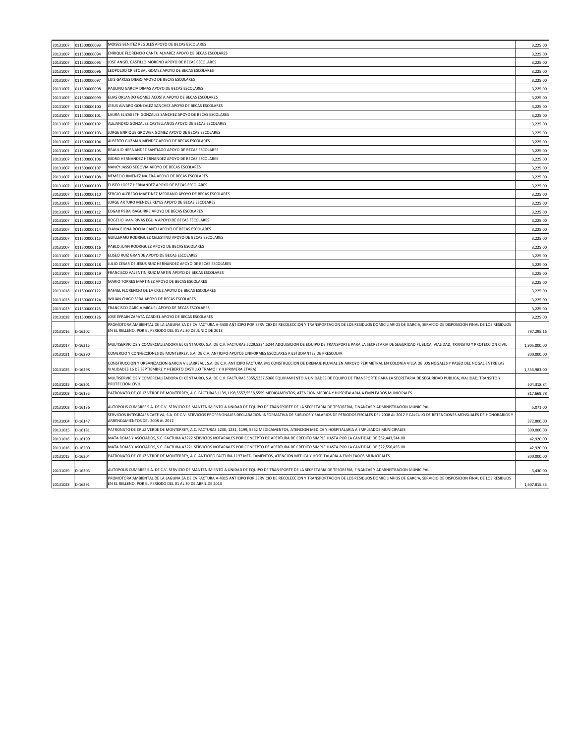| | | | |
|---|---|---|---|
| 20131007 | 011500000093 | MOISES BENITEZ REGULES APOYO DE BECAS ESCOLARES | 3,225.00 |
| 20131007 | 011500000094 | ENRIQUE FLORENCIO CANTU ALVAREZ APOYO DE BECAS ESCOLARES | 3,225.00 |
| 20131007 | 011500000095 | JOSE ANGEL CASTILLO MORENO APOYO DE BECAS ESCOLARES | 3,225.00 |
| 20131007 | 011500000096 | LEOPOLDO CRISTOBAL GOMEZ APOYO DE BECAS ESCOLARES | 3,225.00 |
| 20131007 | 011500000097 | LUIS GARCES DIEGO APOYO DE BECAS ESCOLARES | 3,225.00 |
| 20131007 | 011500000098 | PAULINO GARCIA DIMAS APOYO DE BECAS ESCOLARES | 3,225.00 |
| 20131007 | 011500000099 | ELIAS ORLANDO GOMEZ ACOSTA APOYO DE BECAS ESCOLARES | 3,225.00 |
| 20131007 | 011500000100 | JESUS ALVARO GONZALEZ SANCHEZ APOYO DE BECAS ESCOLARES | 3,225.00 |
| 20131007 | 011500000101 | LAURA ELIZABETH GONZALEZ SANCHEZ APOYO DE BECAS ESCOLARES | 3,225.00 |
| 20131007 | 011500000102 | ALEJANDRO GONZALEZ CASTELLANOS APOYO DE BECAS ESCOLARES | 3,225.00 |
| 20131007 | 011500000103 | JORGE ENRIQUE GROWER GOMEZ APOYO DE BECAS ESCOLARES | 3,225.00 |
| 20131007 | 011500000104 | ALBERTO GUZMAN MENDEZ APOYO DE BECAS ESCOLARES | 3,225.00 |
| 20131007 | 011500000105 | BRAULIO HERNANDEZ SANTIAGO APOYO DE BECAS ESCOLARES | 3,225.00 |
| 20131007 | 011500000106 | ISIDRO HERNANDEZ HERNANDEZ APOYO DE BECAS ESCOLARES | 3,225.00 |
| 20131007 | 011500000107 | NANCY JASSO SEGOVIA APOYO DE BECAS ESCOLARES | 3,225.00 |
| 20131007 | 011500000108 | NEMECIO JIMENEZ NAJERA APOYO DE BECAS ESCOLARES | 3,225.00 |
| 20131007 | 011500000109 | ELISEO LOPEZ HERNANDEZ APOYO DE BECAS ESCOLARES | 3,225.00 |
| 20131007 | 011500000110 | SERGIO ALFREDO MARTINEZ MEDRANO APOYO DE BECAS ESCOLARES | 3,225.00 |
| 20131007 | 011500000111 | JORGE ARTURO MENDEZ REYES APOYO DE BECAS ESCOLARES | 3,225.00 |
| 20131007 | 011500000112 | EDGAR PEÐA ISAGUIRRE APOYO DE BECAS ESCOLARES | 3,225.00 |
| 20131007 | 011500000113 | ROGELIO IVAN RIVAS EGUIA APOYO DE BECAS ESCOLARES | 3,225.00 |
| 20131007 | 011500000114 | DIANA ELENA ROCHA CANTU APOYO DE BECAS ESCOLARES | 3,225.00 |
| 20131007 | 011500000115 | GUILLERMO RODRIGUEZ CELESTINO APOYO DE BECAS ESCOLARES | 3,225.00 |
| 20131007 | 011500000116 | PABLO JUAN RODRIGUEZ APOYO DE BECAS ESCOLARES | 3,225.00 |
| 20131007 | 011500000117 | ELISEO RUIZ GRANDE APOYO DE BECAS ESCOLARES | 3,225.00 |
| 20131007 | 011500000118 | JULIO CESAR DE JESUS RUIZ HERNANDEZ APOYO DE BECAS ESCOLARES | 3,225.00 |
| 20131007 | 011500000119 | FRANCISCO VALENTIN RUIZ MARTIN APOYO DE BECAS ESCOLARES | 3,225.00 |
| 20131007 | 011500000120 | MARIO TORRES MARTINEZ APOYO DE BECAS ESCOLARES | 3,225.00 |
| 20131018 | 011500000122 | RAFAEL FLORENCIO DE LA CRUZ APOYO DE BECAS ESCOLARES | 3,225.00 |
| 20131023 | 011500000124 | WILIAN CHIGO SEBA APOYO DE BECAS ESCOLARES | 3,225.00 |
| 20131023 | 011500000125 | FRANCISCO GARCIA MIGUEL APOYO DE BECAS ESCOLARES | 3,225.00 |
| 20131028 | 011500000126 | JOSE EFRAIN ZAPATA CARDIEL APOYO DE BECAS ESCOLARES | 3,225.00 |
| 20131016 | D-16202 | PROMOTORA AMBIENTAL DE LA LAGUNA SA DE CV FACTURA A-4430 ANTICIPO POR SERVICIO DE RECOLECCION Y TRANSPORTACION DE LOS RESIDUOS DOMICILIARIOS DE GARCIA, SERVICIO DE DISPOSICION FINAL DE LOS RESIDUOS EN EL RELLENO. POR EL PERIODO DEL 01 AL 30 DE JUNIO DE 2013 | 797,295.16 |
| 20131017 | D-16215 | MULTISERVICIOS Y COMERCIALIZADORA EL CENTAURO, S.A. DE C.V. FACTURAS 5229,5234,5244 ADQUISICION DE EQUIPO DE TRANSPORTE PARA LA SECRETARIA DE SEGURIDAD PUBLICA, VIALIDAD, TRANSITO Y PROTECCION CIVIL | 1,905,000.00 |
| 20131021 | D-16290 | COMERCIO Y CONFECCIONES DE MONTERREY, S.A. DE C.V. ANTICIPO APOYOS UNIFORMES ESCOLARES A ESTUDIANTES DE PRESCOLAR | 200,000.00 |
| 20131025 | D-16298 | CONSTRUCCION Y URBANIZACION GARCIA VILLARREAL , S.A. DE C.V. ANTICIPO FACTURA 841 CONSTRUCCION DE DRENAJE PLUVIAL EN ARROYO PERIMETRAL EN COLONIA VILLA DE LOS NOGALES Y PASEO DEL NOGAL ENTRE LAS VIALIDADES 16 DE SEPTIEMBRE Y HEBERTO CASTILLO TRAMO I Y II (PRIMERA ETAPA) | 1,555,983.00 |
| 20131025 | D-16301 | MULTISERVICIOS Y COMERCIALIZADORA EL CENTAURO, S.A. DE C.V. FACTURAS 5355,5357,5360 EQUIPAMIENTO A UNIDADES DE EQUIPO DE TRANSPORTE PARA LA SECRETARIA DE SEGURIDAD PUBLICA, VIALIDAD, TRANSITO Y PROTECCION CIVIL | 504,318.84 |
| 20131003 | D-16135 | PATRONATO DE CRUZ VERDE DE MONTERREY, A.C. FACTURAS 1139,1198,5557,5558,5559 MEDICAMENTOS, ATENCION MEDICA Y HOSPITALARIA A EMPLEADOS MUNICIPALES | 317,669.78 |
| 20131003 | D-16136 | AUTOPOLIS CUMBRES S.A. DE C.V. SERVICIO DE MANTENIMIENTO A UNIDAD DE EQUIPO DE TRANSPORTE DE LA SECRETARIA DE TESORERIA, FINANZAS Y ADMINISTRACION MUNICIPAL | 5,071.00 |
| 20131004 | D-16147 | SERVICIOS INTEGRALES CASTIVA, S.A. DE C.V. SERVICIOS PROFESIONALES DECLARACION INFORMATIVA DE SUELDOS Y SALARIOS DE PERIODOS FISCALES DEL 2008 AL 2012 Y CALCULO DE RETENCIONES MENSUALES DE HONORARIOS Y ARRENDAMIENTOS DEL 2008 AL 2012 | 372,800.00 |
| 20131015 | D-16181 | PATRONATO DE CRUZ VERDE DE MONTERREY, A.C. FACTURAS 1230, 1231, 1199, 5562 MEDICAMENTOS, ATENCION MEDICA Y HOSPITALARIA A EMPLEADOS MUNICIPALES | 300,000.00 |
| 20131016 | D-16199 | MATA ROJAS Y ASOCIADOS, S.C. FACTURA A3222 SERVICIOS NOTARIALES POR CONCEPTO DE APERTURA DE CREDITO SIMPLE HASTA POR LA CANTIDAD DE $52,443,544.00 | 42,920.00 |
| 20131016 | D-16200 | MATA ROJAS Y ASOCIADOS, S.C. FACTURA A3221 SERVICIOS NOTARIALES POR CONCEPTO DE APERTURA DE CREDITO SIMPLE HASTA POR LA CANTIDAD DE $22,556,455.00 | 42,920.00 |
| 20131015 | D-16304 | PATRONATO DE CRUZ VERDE DE MONTERREY, A.C. ANTICIPO FACTURA 1197 MEDICAMENTOS, ATENCION MEDICA Y HOSPITALARIA A EMPLEADOS MUNICIPALES | 300,000.00 |
| 20131029 | D-16303 | AUTOPOLIS CUMBRES S.A. DE C.V. SERVICIO DE MANTENIMIENTO A UNIDAD DE EQUIPO DE TRANSPORTE DE LA SECRETARIA DE TESORERIA, FINANZAS Y ADMINISTRACION MUNICIPAL | 3,430.00 |
| 20131023 | D-16291 | PROMOTORA AMBIENTAL DE LA LAGUNA SA DE CV FACTURA A-4315 ANTICIPO POR SERVICIO DE RECOLECCION Y TRANSPORTACION DE LOS RESIDUOS DOMICILIARIOS DE GARCIA, SERVICIO DE DISPOSICION FINAL DE LOS RESIDUOS EN EL RELLENO. POR EL PERIODO DEL 01 AL 30 DE ABRIL DE 2013 | 1,607,815.35 |